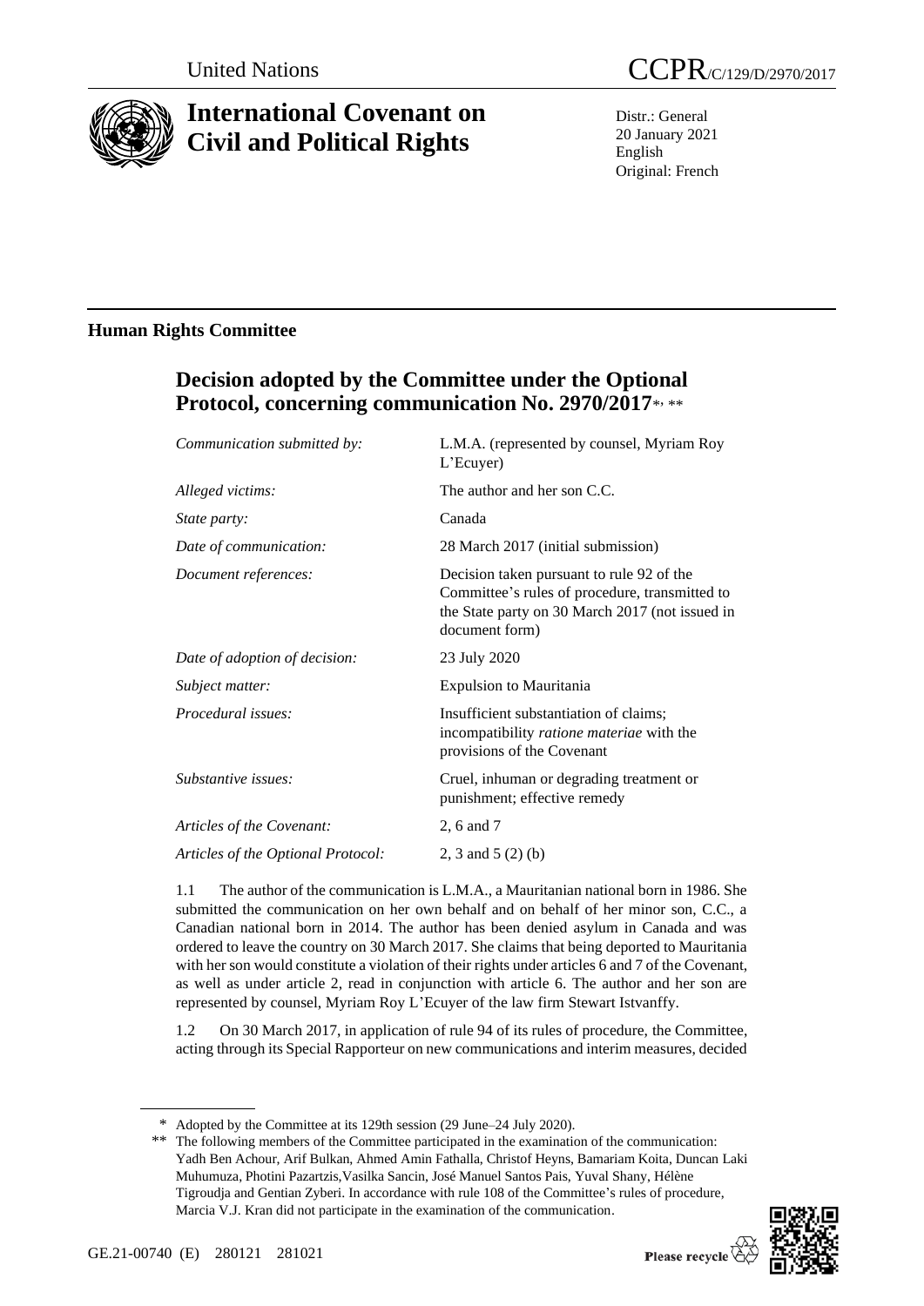United Nations

CCPR/C/129/D/2970/2017

# International Covenant on Civil and Political Rights

Distr.: General
20 January 2021
English
Original: French

## Human Rights Committee

## Decision adopted by the Committee under the Optional Protocol, concerning communication No. 2970/2017[*, **]

| | |
|---|---|
| *Communication submitted by:* | L.M.A. (represented by counsel, Myriam Roy L'Ecuyer) |
| *Alleged victims:* | The author and her son C.C. |
| *State party:* | Canada |
| *Date of communication:* | 28 March 2017 (initial submission) |
| *Document references:* | Decision taken pursuant to rule 92 of the Committee's rules of procedure, transmitted to the State party on 30 March 2017 (not issued in document form) |
| *Date of adoption of decision:* | 23 July 2020 |
| *Subject matter:* | Expulsion to Mauritania |
| *Procedural issues:* | Insufficient substantiation of claims; incompatibility *ratione materiae* with the provisions of the Covenant |
| *Substantive issues:* | Cruel, inhuman or degrading treatment or punishment; effective remedy |
| *Articles of the Covenant:* | 2, 6 and 7 |
| *Articles of the Optional Protocol:* | 2, 3 and 5 (2) (b) |

1.1 The author of the communication is L.M.A., a Mauritanian national born in 1986. She submitted the communication on her own behalf and on behalf of her minor son, C.C., a Canadian national born in 2014. The author has been denied asylum in Canada and was ordered to leave the country on 30 March 2017. She claims that being deported to Mauritania with her son would constitute a violation of their rights under articles 6 and 7 of the Covenant, as well as under article 2, read in conjunction with article 6. The author and her son are represented by counsel, Myriam Roy L'Ecuyer of the law firm Stewart Istvanffy.

1.2 On 30 March 2017, in application of rule 94 of its rules of procedure, the Committee, acting through its Special Rapporteur on new communications and interim measures, decided

---

[*] Adopted by the Committee at its 129th session (29 June–24 July 2020).

[**] The following members of the Committee participated in the examination of the communication: Yadh Ben Achour, Arif Bulkan, Ahmed Amin Fathalla, Christof Heyns, Bamariam Koita, Duncan Laki Muhumuza, Photini Pazartzis, Vasilka Sancin, José Manuel Santos Pais, Yuval Shany, Hélène Tigroudja and Gentian Zyberi. In accordance with rule 108 of the Committee's rules of procedure, Marcia V.J. Kran did not participate in the examination of the communication.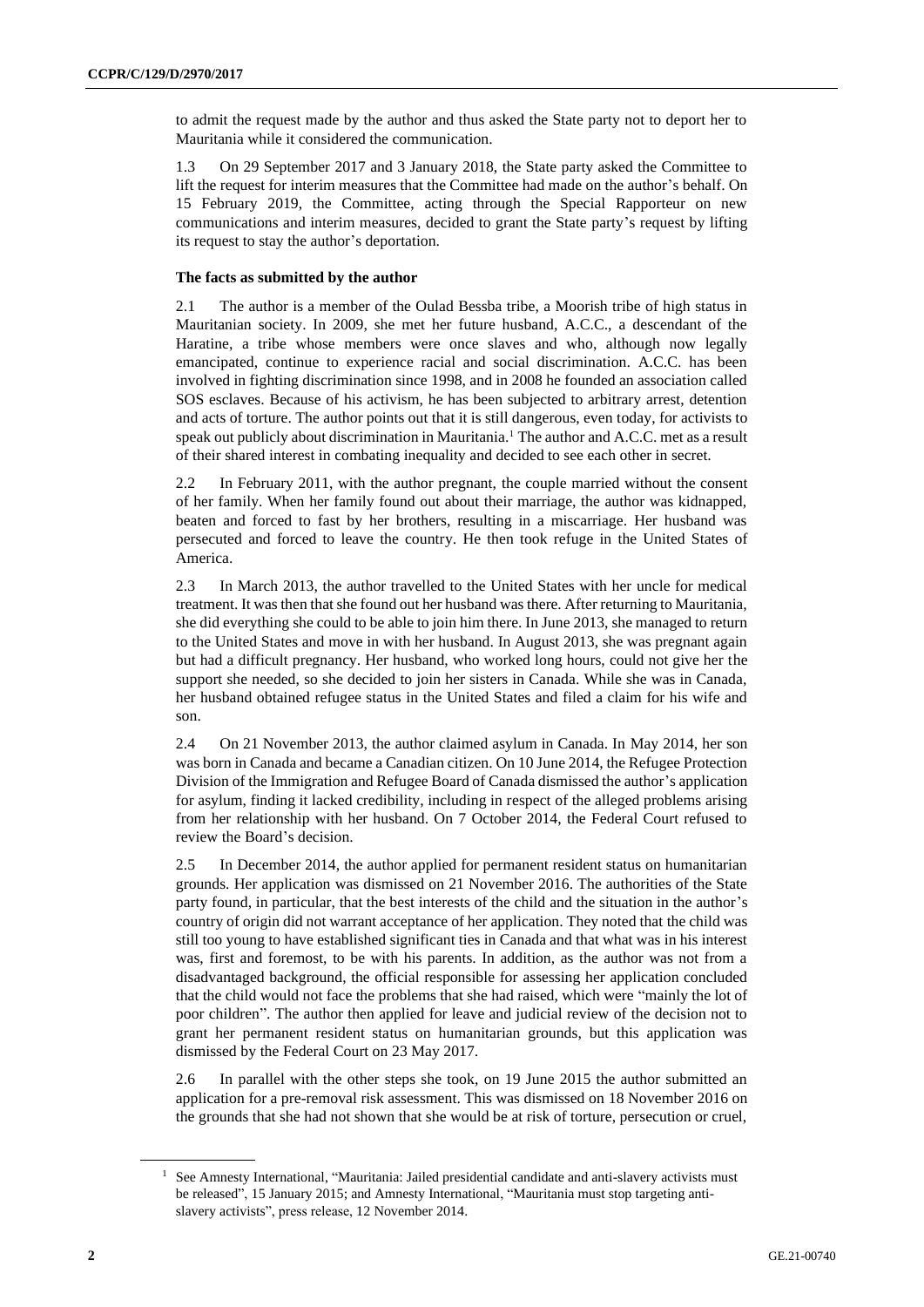to admit the request made by the author and thus asked the State party not to deport her to Mauritania while it considered the communication.

1.3 On 29 September 2017 and 3 January 2018, the State party asked the Committee to lift the request for interim measures that the Committee had made on the author's behalf. On 15 February 2019, the Committee, acting through the Special Rapporteur on new communications and interim measures, decided to grant the State party's request by lifting its request to stay the author's deportation.

### The facts as submitted by the author

2.1 The author is a member of the Oulad Bessba tribe, a Moorish tribe of high status in Mauritanian society. In 2009, she met her future husband, A.C.C., a descendant of the Haratine, a tribe whose members were once slaves and who, although now legally emancipated, continue to experience racial and social discrimination. A.C.C. has been involved in fighting discrimination since 1998, and in 2008 he founded an association called SOS esclaves. Because of his activism, he has been subjected to arbitrary arrest, detention and acts of torture. The author points out that it is still dangerous, even today, for activists to speak out publicly about discrimination in Mauritania.[1] The author and A.C.C. met as a result of their shared interest in combating inequality and decided to see each other in secret.

2.2 In February 2011, with the author pregnant, the couple married without the consent of her family. When her family found out about their marriage, the author was kidnapped, beaten and forced to fast by her brothers, resulting in a miscarriage. Her husband was persecuted and forced to leave the country. He then took refuge in the United States of America.

2.3 In March 2013, the author travelled to the United States with her uncle for medical treatment. It was then that she found out her husband was there. After returning to Mauritania, she did everything she could to be able to join him there. In June 2013, she managed to return to the United States and move in with her husband. In August 2013, she was pregnant again but had a difficult pregnancy. Her husband, who worked long hours, could not give her the support she needed, so she decided to join her sisters in Canada. While she was in Canada, her husband obtained refugee status in the United States and filed a claim for his wife and son.

2.4 On 21 November 2013, the author claimed asylum in Canada. In May 2014, her son was born in Canada and became a Canadian citizen. On 10 June 2014, the Refugee Protection Division of the Immigration and Refugee Board of Canada dismissed the author's application for asylum, finding it lacked credibility, including in respect of the alleged problems arising from her relationship with her husband. On 7 October 2014, the Federal Court refused to review the Board's decision.

2.5 In December 2014, the author applied for permanent resident status on humanitarian grounds. Her application was dismissed on 21 November 2016. The authorities of the State party found, in particular, that the best interests of the child and the situation in the author's country of origin did not warrant acceptance of her application. They noted that the child was still too young to have established significant ties in Canada and that what was in his interest was, first and foremost, to be with his parents. In addition, as the author was not from a disadvantaged background, the official responsible for assessing her application concluded that the child would not face the problems that she had raised, which were "mainly the lot of poor children". The author then applied for leave and judicial review of the decision not to grant her permanent resident status on humanitarian grounds, but this application was dismissed by the Federal Court on 23 May 2017.

2.6 In parallel with the other steps she took, on 19 June 2015 the author submitted an application for a pre-removal risk assessment. This was dismissed on 18 November 2016 on the grounds that she had not shown that she would be at risk of torture, persecution or cruel,

[1] See Amnesty International, "Mauritania: Jailed presidential candidate and anti-slavery activists must be released", 15 January 2015; and Amnesty International, "Mauritania must stop targeting anti-slavery activists", press release, 12 November 2014.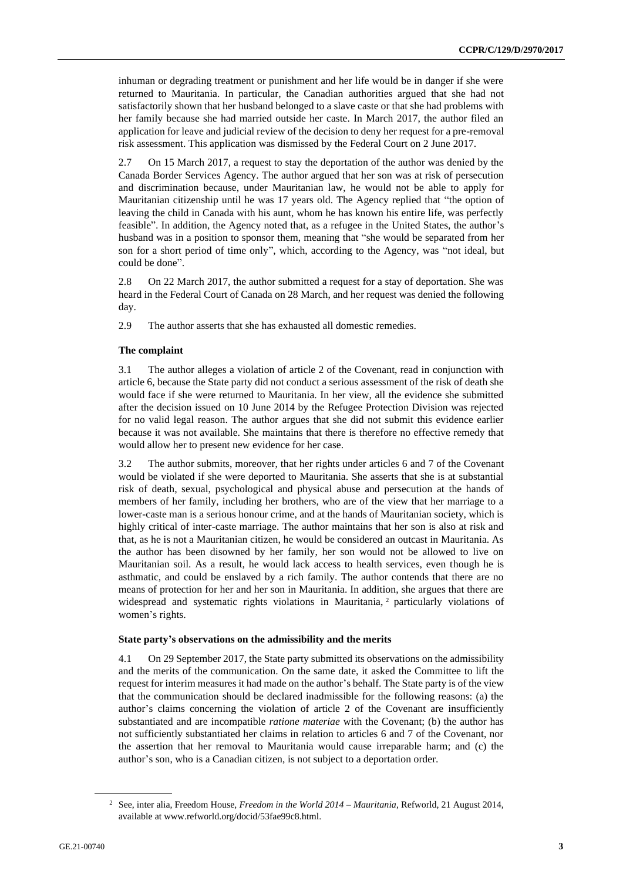inhuman or degrading treatment or punishment and her life would be in danger if she were returned to Mauritania. In particular, the Canadian authorities argued that she had not satisfactorily shown that her husband belonged to a slave caste or that she had problems with her family because she had married outside her caste. In March 2017, the author filed an application for leave and judicial review of the decision to deny her request for a pre-removal risk assessment. This application was dismissed by the Federal Court on 2 June 2017.

2.7 On 15 March 2017, a request to stay the deportation of the author was denied by the Canada Border Services Agency. The author argued that her son was at risk of persecution and discrimination because, under Mauritanian law, he would not be able to apply for Mauritanian citizenship until he was 17 years old. The Agency replied that "the option of leaving the child in Canada with his aunt, whom he has known his entire life, was perfectly feasible". In addition, the Agency noted that, as a refugee in the United States, the author's husband was in a position to sponsor them, meaning that "she would be separated from her son for a short period of time only", which, according to the Agency, was "not ideal, but could be done".

2.8 On 22 March 2017, the author submitted a request for a stay of deportation. She was heard in the Federal Court of Canada on 28 March, and her request was denied the following day.

2.9 The author asserts that she has exhausted all domestic remedies.

### The complaint

3.1 The author alleges a violation of article 2 of the Covenant, read in conjunction with article 6, because the State party did not conduct a serious assessment of the risk of death she would face if she were returned to Mauritania. In her view, all the evidence she submitted after the decision issued on 10 June 2014 by the Refugee Protection Division was rejected for no valid legal reason. The author argues that she did not submit this evidence earlier because it was not available. She maintains that there is therefore no effective remedy that would allow her to present new evidence for her case.

3.2 The author submits, moreover, that her rights under articles 6 and 7 of the Covenant would be violated if she were deported to Mauritania. She asserts that she is at substantial risk of death, sexual, psychological and physical abuse and persecution at the hands of members of her family, including her brothers, who are of the view that her marriage to a lower-caste man is a serious honour crime, and at the hands of Mauritanian society, which is highly critical of inter-caste marriage. The author maintains that her son is also at risk and that, as he is not a Mauritanian citizen, he would be considered an outcast in Mauritania. As the author has been disowned by her family, her son would not be allowed to live on Mauritanian soil. As a result, he would lack access to health services, even though he is asthmatic, and could be enslaved by a rich family. The author contends that there are no means of protection for her and her son in Mauritania. In addition, she argues that there are widespread and systematic rights violations in Mauritania,[2] particularly violations of women's rights.

### State party's observations on the admissibility and the merits

4.1 On 29 September 2017, the State party submitted its observations on the admissibility and the merits of the communication. On the same date, it asked the Committee to lift the request for interim measures it had made on the author's behalf. The State party is of the view that the communication should be declared inadmissible for the following reasons: (a) the author's claims concerning the violation of article 2 of the Covenant are insufficiently substantiated and are incompatible *ratione materiae* with the Covenant; (b) the author has not sufficiently substantiated her claims in relation to articles 6 and 7 of the Covenant, nor the assertion that her removal to Mauritania would cause irreparable harm; and (c) the author's son, who is a Canadian citizen, is not subject to a deportation order.

[2] See, inter alia, Freedom House, *Freedom in the World 2014 – Mauritania*, Refworld, 21 August 2014, available at www.refworld.org/docid/53fae99c8.html.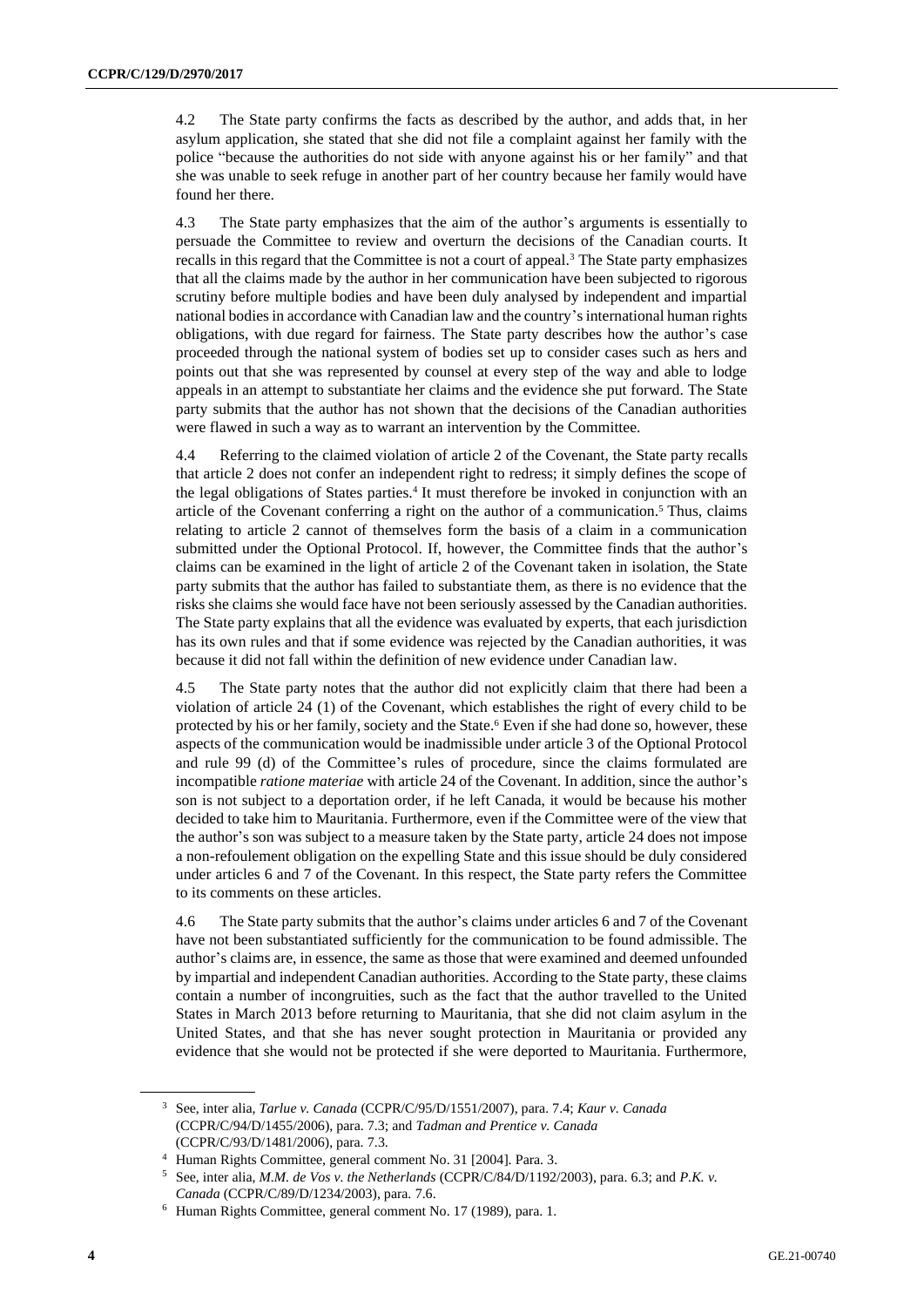4.2 The State party confirms the facts as described by the author, and adds that, in her asylum application, she stated that she did not file a complaint against her family with the police "because the authorities do not side with anyone against his or her family" and that she was unable to seek refuge in another part of her country because her family would have found her there.

4.3 The State party emphasizes that the aim of the author's arguments is essentially to persuade the Committee to review and overturn the decisions of the Canadian courts. It recalls in this regard that the Committee is not a court of appeal.[3] The State party emphasizes that all the claims made by the author in her communication have been subjected to rigorous scrutiny before multiple bodies and have been duly analysed by independent and impartial national bodies in accordance with Canadian law and the country's international human rights obligations, with due regard for fairness. The State party describes how the author's case proceeded through the national system of bodies set up to consider cases such as hers and points out that she was represented by counsel at every step of the way and able to lodge appeals in an attempt to substantiate her claims and the evidence she put forward. The State party submits that the author has not shown that the decisions of the Canadian authorities were flawed in such a way as to warrant an intervention by the Committee.

4.4 Referring to the claimed violation of article 2 of the Covenant, the State party recalls that article 2 does not confer an independent right to redress; it simply defines the scope of the legal obligations of States parties.[4] It must therefore be invoked in conjunction with an article of the Covenant conferring a right on the author of a communication.[5] Thus, claims relating to article 2 cannot of themselves form the basis of a claim in a communication submitted under the Optional Protocol. If, however, the Committee finds that the author's claims can be examined in the light of article 2 of the Covenant taken in isolation, the State party submits that the author has failed to substantiate them, as there is no evidence that the risks she claims she would face have not been seriously assessed by the Canadian authorities. The State party explains that all the evidence was evaluated by experts, that each jurisdiction has its own rules and that if some evidence was rejected by the Canadian authorities, it was because it did not fall within the definition of new evidence under Canadian law.

4.5 The State party notes that the author did not explicitly claim that there had been a violation of article 24 (1) of the Covenant, which establishes the right of every child to be protected by his or her family, society and the State.[6] Even if she had done so, however, these aspects of the communication would be inadmissible under article 3 of the Optional Protocol and rule 99 (d) of the Committee's rules of procedure, since the claims formulated are incompatible *ratione materiae* with article 24 of the Covenant. In addition, since the author's son is not subject to a deportation order, if he left Canada, it would be because his mother decided to take him to Mauritania. Furthermore, even if the Committee were of the view that the author's son was subject to a measure taken by the State party, article 24 does not impose a non-refoulement obligation on the expelling State and this issue should be duly considered under articles 6 and 7 of the Covenant. In this respect, the State party refers the Committee to its comments on these articles.

4.6 The State party submits that the author's claims under articles 6 and 7 of the Covenant have not been substantiated sufficiently for the communication to be found admissible. The author's claims are, in essence, the same as those that were examined and deemed unfounded by impartial and independent Canadian authorities. According to the State party, these claims contain a number of incongruities, such as the fact that the author travelled to the United States in March 2013 before returning to Mauritania, that she did not claim asylum in the United States, and that she has never sought protection in Mauritania or provided any evidence that she would not be protected if she were deported to Mauritania. Furthermore,

---

[3] See, inter alia, *Tarlue v. Canada* (CCPR/C/95/D/1551/2007), para. 7.4; *Kaur v. Canada* (CCPR/C/94/D/1455/2006), para. 7.3; and *Tadman and Prentice v. Canada* (CCPR/C/93/D/1481/2006), para. 7.3.

[4] Human Rights Committee, general comment No. 31 [2004]. Para. 3.

[5] See, inter alia, *M.M. de Vos v. the Netherlands* (CCPR/C/84/D/1192/2003), para. 6.3; and *P.K. v. Canada* (CCPR/C/89/D/1234/2003), para. 7.6.

[6] Human Rights Committee, general comment No. 17 (1989), para. 1.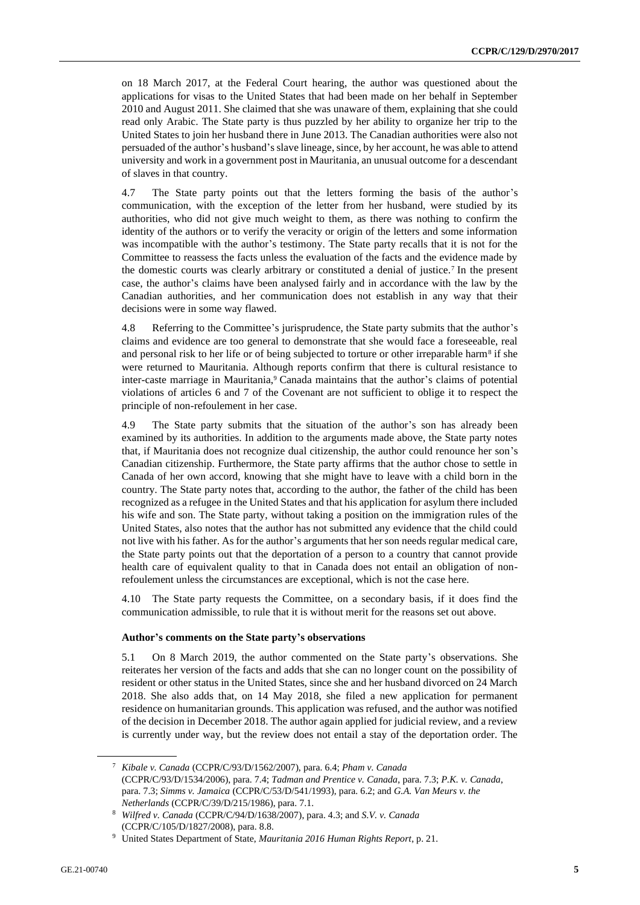on 18 March 2017, at the Federal Court hearing, the author was questioned about the applications for visas to the United States that had been made on her behalf in September 2010 and August 2011. She claimed that she was unaware of them, explaining that she could read only Arabic. The State party is thus puzzled by her ability to organize her trip to the United States to join her husband there in June 2013. The Canadian authorities were also not persuaded of the author's husband's slave lineage, since, by her account, he was able to attend university and work in a government post in Mauritania, an unusual outcome for a descendant of slaves in that country.

4.7 The State party points out that the letters forming the basis of the author's communication, with the exception of the letter from her husband, were studied by its authorities, who did not give much weight to them, as there was nothing to confirm the identity of the authors or to verify the veracity or origin of the letters and some information was incompatible with the author's testimony. The State party recalls that it is not for the Committee to reassess the facts unless the evaluation of the facts and the evidence made by the domestic courts was clearly arbitrary or constituted a denial of justice.[7] In the present case, the author's claims have been analysed fairly and in accordance with the law by the Canadian authorities, and her communication does not establish in any way that their decisions were in some way flawed.

4.8 Referring to the Committee's jurisprudence, the State party submits that the author's claims and evidence are too general to demonstrate that she would face a foreseeable, real and personal risk to her life or of being subjected to torture or other irreparable harm[8] if she were returned to Mauritania. Although reports confirm that there is cultural resistance to inter-caste marriage in Mauritania,[9] Canada maintains that the author's claims of potential violations of articles 6 and 7 of the Covenant are not sufficient to oblige it to respect the principle of non-refoulement in her case.

4.9 The State party submits that the situation of the author's son has already been examined by its authorities. In addition to the arguments made above, the State party notes that, if Mauritania does not recognize dual citizenship, the author could renounce her son's Canadian citizenship. Furthermore, the State party affirms that the author chose to settle in Canada of her own accord, knowing that she might have to leave with a child born in the country. The State party notes that, according to the author, the father of the child has been recognized as a refugee in the United States and that his application for asylum there included his wife and son. The State party, without taking a position on the immigration rules of the United States, also notes that the author has not submitted any evidence that the child could not live with his father. As for the author's arguments that her son needs regular medical care, the State party points out that the deportation of a person to a country that cannot provide health care of equivalent quality to that in Canada does not entail an obligation of non-refoulement unless the circumstances are exceptional, which is not the case here.

4.10 The State party requests the Committee, on a secondary basis, if it does find the communication admissible, to rule that it is without merit for the reasons set out above.

### Author's comments on the State party's observations

5.1 On 8 March 2019, the author commented on the State party's observations. She reiterates her version of the facts and adds that she can no longer count on the possibility of resident or other status in the United States, since she and her husband divorced on 24 March 2018. She also adds that, on 14 May 2018, she filed a new application for permanent residence on humanitarian grounds. This application was refused, and the author was notified of the decision in December 2018. The author again applied for judicial review, and a review is currently under way, but the review does not entail a stay of the deportation order. The

[7] *Kibale v. Canada* (CCPR/C/93/D/1562/2007), para. 6.4; *Pham v. Canada* (CCPR/C/93/D/1534/2006), para. 7.4; *Tadman and Prentice v. Canada*, para. 7.3; *P.K. v. Canada*, para. 7.3; *Simms v. Jamaica* (CCPR/C/53/D/541/1993), para. 6.2; and *G.A. Van Meurs v. the Netherlands* (CCPR/C/39/D/215/1986), para. 7.1.

[8] *Wilfred v. Canada* (CCPR/C/94/D/1638/2007), para. 4.3; and *S.V. v. Canada* (CCPR/C/105/D/1827/2008), para. 8.8.

[9] United States Department of State, *Mauritania 2016 Human Rights Report*, p. 21.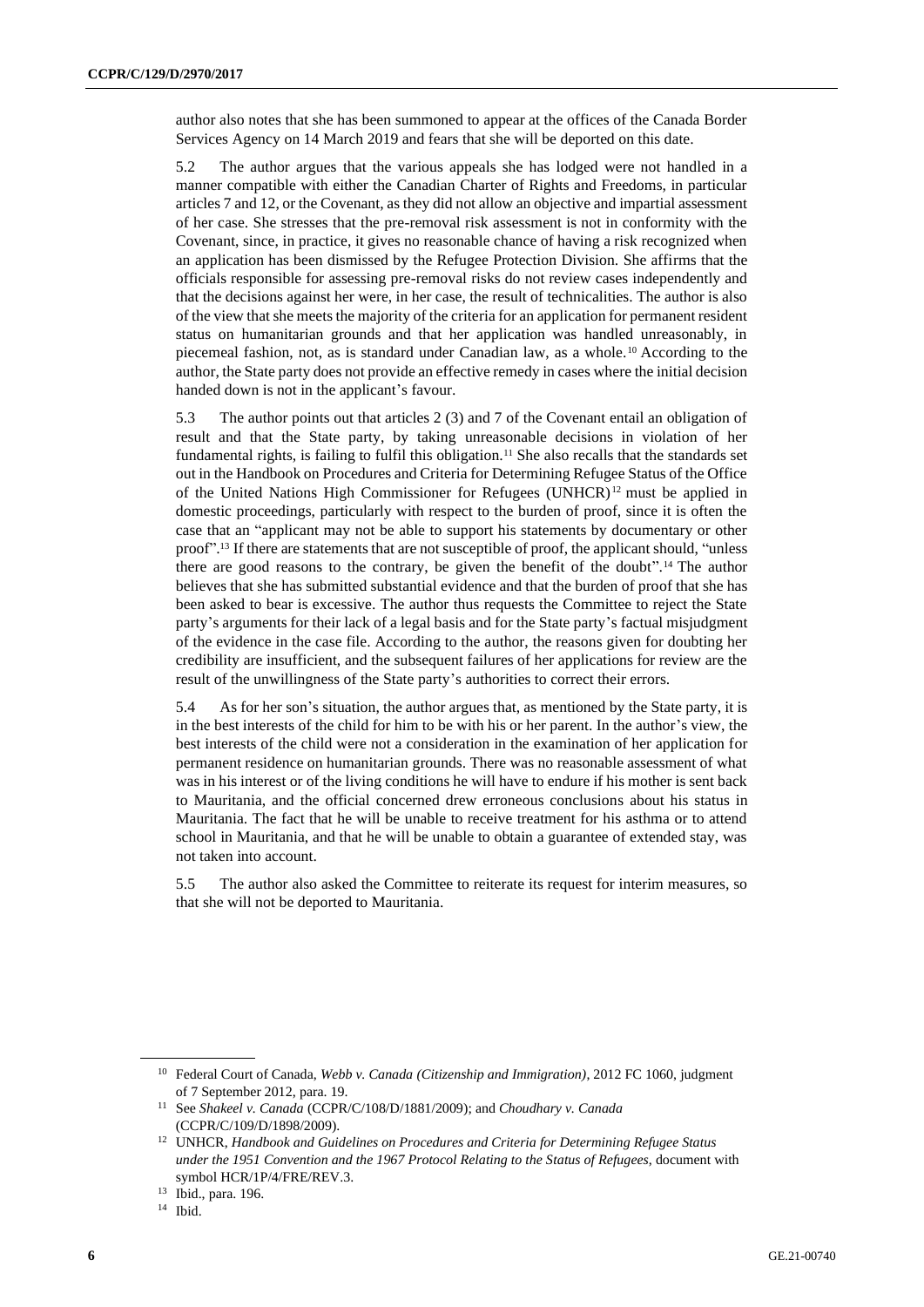author also notes that she has been summoned to appear at the offices of the Canada Border Services Agency on 14 March 2019 and fears that she will be deported on this date.

5.2 The author argues that the various appeals she has lodged were not handled in a manner compatible with either the Canadian Charter of Rights and Freedoms, in particular articles 7 and 12, or the Covenant, as they did not allow an objective and impartial assessment of her case. She stresses that the pre-removal risk assessment is not in conformity with the Covenant, since, in practice, it gives no reasonable chance of having a risk recognized when an application has been dismissed by the Refugee Protection Division. She affirms that the officials responsible for assessing pre-removal risks do not review cases independently and that the decisions against her were, in her case, the result of technicalities. The author is also of the view that she meets the majority of the criteria for an application for permanent resident status on humanitarian grounds and that her application was handled unreasonably, in piecemeal fashion, not, as is standard under Canadian law, as a whole.[10] According to the author, the State party does not provide an effective remedy in cases where the initial decision handed down is not in the applicant's favour.

5.3 The author points out that articles 2 (3) and 7 of the Covenant entail an obligation of result and that the State party, by taking unreasonable decisions in violation of her fundamental rights, is failing to fulfil this obligation.[11] She also recalls that the standards set out in the Handbook on Procedures and Criteria for Determining Refugee Status of the Office of the United Nations High Commissioner for Refugees (UNHCR)[12] must be applied in domestic proceedings, particularly with respect to the burden of proof, since it is often the case that an "applicant may not be able to support his statements by documentary or other proof".[13] If there are statements that are not susceptible of proof, the applicant should, "unless there are good reasons to the contrary, be given the benefit of the doubt".[14] The author believes that she has submitted substantial evidence and that the burden of proof that she has been asked to bear is excessive. The author thus requests the Committee to reject the State party's arguments for their lack of a legal basis and for the State party's factual misjudgment of the evidence in the case file. According to the author, the reasons given for doubting her credibility are insufficient, and the subsequent failures of her applications for review are the result of the unwillingness of the State party's authorities to correct their errors.

5.4 As for her son's situation, the author argues that, as mentioned by the State party, it is in the best interests of the child for him to be with his or her parent. In the author's view, the best interests of the child were not a consideration in the examination of her application for permanent residence on humanitarian grounds. There was no reasonable assessment of what was in his interest or of the living conditions he will have to endure if his mother is sent back to Mauritania, and the official concerned drew erroneous conclusions about his status in Mauritania. The fact that he will be unable to receive treatment for his asthma or to attend school in Mauritania, and that he will be unable to obtain a guarantee of extended stay, was not taken into account.

5.5 The author also asked the Committee to reiterate its request for interim measures, so that she will not be deported to Mauritania.

---

[10] Federal Court of Canada, *Webb v. Canada (Citizenship and Immigration)*, 2012 FC 1060, judgment of 7 September 2012, para. 19.

[11] See *Shakeel v. Canada* (CCPR/C/108/D/1881/2009); and *Choudhary v. Canada* (CCPR/C/109/D/1898/2009).

[12] UNHCR, *Handbook and Guidelines on Procedures and Criteria for Determining Refugee Status under the 1951 Convention and the 1967 Protocol Relating to the Status of Refugees*, document with symbol HCR/1P/4/FRE/REV.3.

[13] Ibid., para. 196.

[14] Ibid.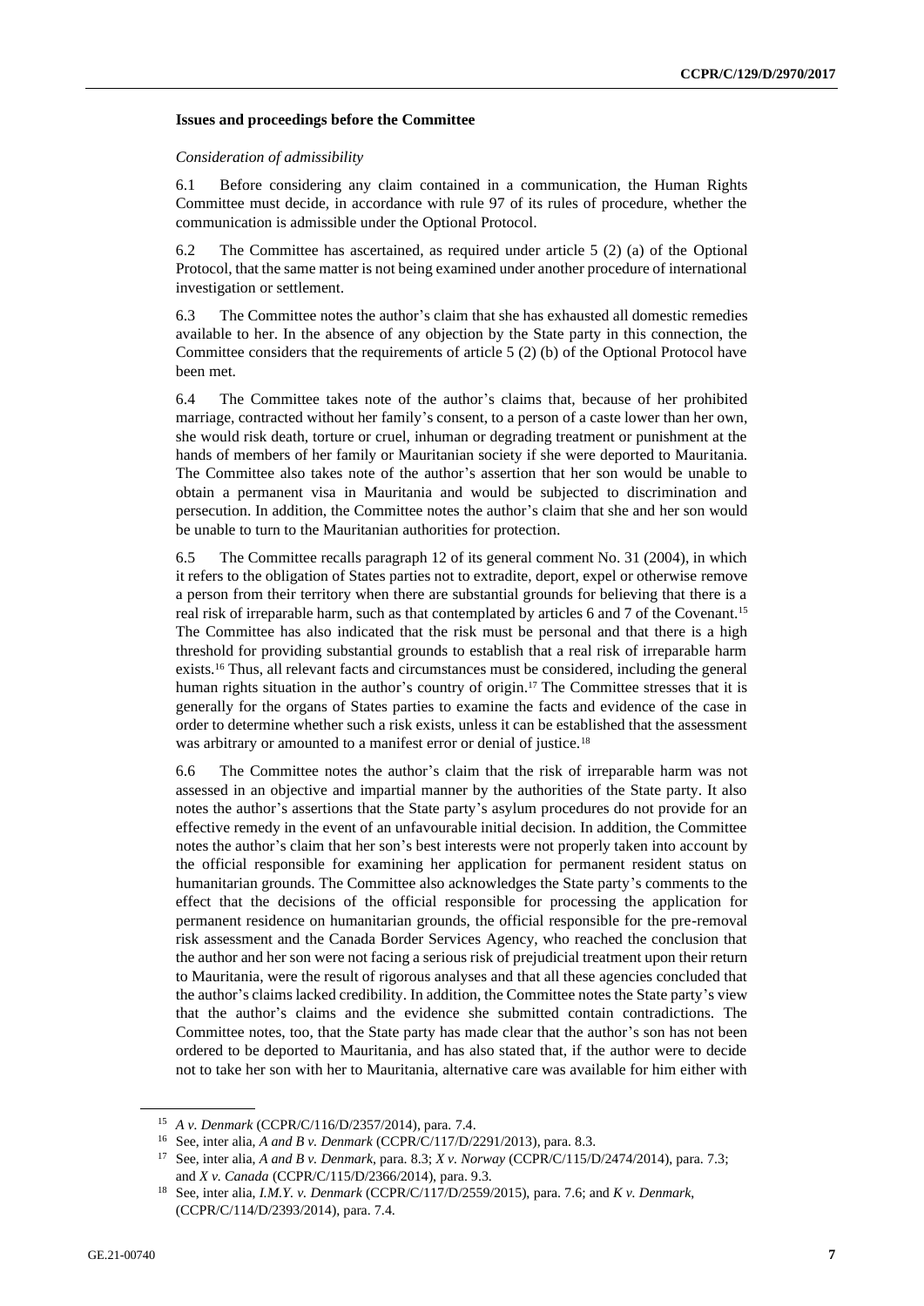### Issues and proceedings before the Committee

*Consideration of admissibility*

6.1 Before considering any claim contained in a communication, the Human Rights Committee must decide, in accordance with rule 97 of its rules of procedure, whether the communication is admissible under the Optional Protocol.

6.2 The Committee has ascertained, as required under article 5 (2) (a) of the Optional Protocol, that the same matter is not being examined under another procedure of international investigation or settlement.

6.3 The Committee notes the author's claim that she has exhausted all domestic remedies available to her. In the absence of any objection by the State party in this connection, the Committee considers that the requirements of article 5 (2) (b) of the Optional Protocol have been met.

6.4 The Committee takes note of the author's claims that, because of her prohibited marriage, contracted without her family's consent, to a person of a caste lower than her own, she would risk death, torture or cruel, inhuman or degrading treatment or punishment at the hands of members of her family or Mauritanian society if she were deported to Mauritania. The Committee also takes note of the author's assertion that her son would be unable to obtain a permanent visa in Mauritania and would be subjected to discrimination and persecution. In addition, the Committee notes the author's claim that she and her son would be unable to turn to the Mauritanian authorities for protection.

6.5 The Committee recalls paragraph 12 of its general comment No. 31 (2004), in which it refers to the obligation of States parties not to extradite, deport, expel or otherwise remove a person from their territory when there are substantial grounds for believing that there is a real risk of irreparable harm, such as that contemplated by articles 6 and 7 of the Covenant.[15] The Committee has also indicated that the risk must be personal and that there is a high threshold for providing substantial grounds to establish that a real risk of irreparable harm exists.[16] Thus, all relevant facts and circumstances must be considered, including the general human rights situation in the author's country of origin.[17] The Committee stresses that it is generally for the organs of States parties to examine the facts and evidence of the case in order to determine whether such a risk exists, unless it can be established that the assessment was arbitrary or amounted to a manifest error or denial of justice.[18]

6.6 The Committee notes the author's claim that the risk of irreparable harm was not assessed in an objective and impartial manner by the authorities of the State party. It also notes the author's assertions that the State party's asylum procedures do not provide for an effective remedy in the event of an unfavourable initial decision. In addition, the Committee notes the author's claim that her son's best interests were not properly taken into account by the official responsible for examining her application for permanent resident status on humanitarian grounds. The Committee also acknowledges the State party's comments to the effect that the decisions of the official responsible for processing the application for permanent residence on humanitarian grounds, the official responsible for the pre-removal risk assessment and the Canada Border Services Agency, who reached the conclusion that the author and her son were not facing a serious risk of prejudicial treatment upon their return to Mauritania, were the result of rigorous analyses and that all these agencies concluded that the author's claims lacked credibility. In addition, the Committee notes the State party's view that the author's claims and the evidence she submitted contain contradictions. The Committee notes, too, that the State party has made clear that the author's son has not been ordered to be deported to Mauritania, and has also stated that, if the author were to decide not to take her son with her to Mauritania, alternative care was available for him either with

---

[15] *A v. Denmark* (CCPR/C/116/D/2357/2014), para. 7.4.

[16] See, inter alia, *A and B v. Denmark* (CCPR/C/117/D/2291/2013), para. 8.3.

[17] See, inter alia, *A and B v. Denmark*, para. 8.3; *X v. Norway* (CCPR/C/115/D/2474/2014), para. 7.3; and *X v. Canada* (CCPR/C/115/D/2366/2014), para. 9.3.

[18] See, inter alia, *I.M.Y. v. Denmark* (CCPR/C/117/D/2559/2015), para. 7.6; and *K v. Denmark*, (CCPR/C/114/D/2393/2014), para. 7.4.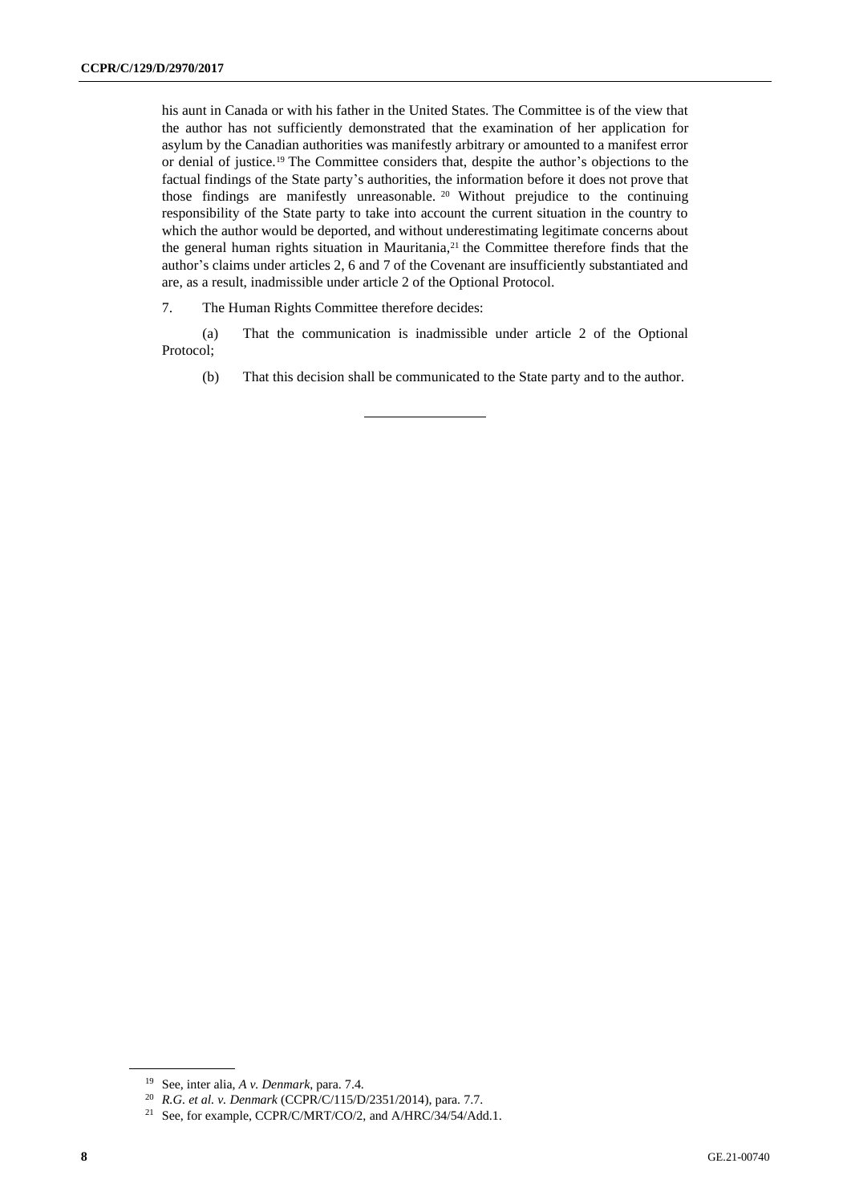his aunt in Canada or with his father in the United States. The Committee is of the view that the author has not sufficiently demonstrated that the examination of her application for asylum by the Canadian authorities was manifestly arbitrary or amounted to a manifest error or denial of justice.[19] The Committee considers that, despite the author's objections to the factual findings of the State party's authorities, the information before it does not prove that those findings are manifestly unreasonable.[20] Without prejudice to the continuing responsibility of the State party to take into account the current situation in the country to which the author would be deported, and without underestimating legitimate concerns about the general human rights situation in Mauritania,[21] the Committee therefore finds that the author's claims under articles 2, 6 and 7 of the Covenant are insufficiently substantiated and are, as a result, inadmissible under article 2 of the Optional Protocol.

7. The Human Rights Committee therefore decides:

(a) That the communication is inadmissible under article 2 of the Optional Protocol;

(b) That this decision shall be communicated to the State party and to the author.

---

[19] See, inter alia, *A v. Denmark*, para. 7.4.

[20] *R.G. et al. v. Denmark* (CCPR/C/115/D/2351/2014), para. 7.7.

[21] See, for example, CCPR/C/MRT/CO/2, and A/HRC/34/54/Add.1.